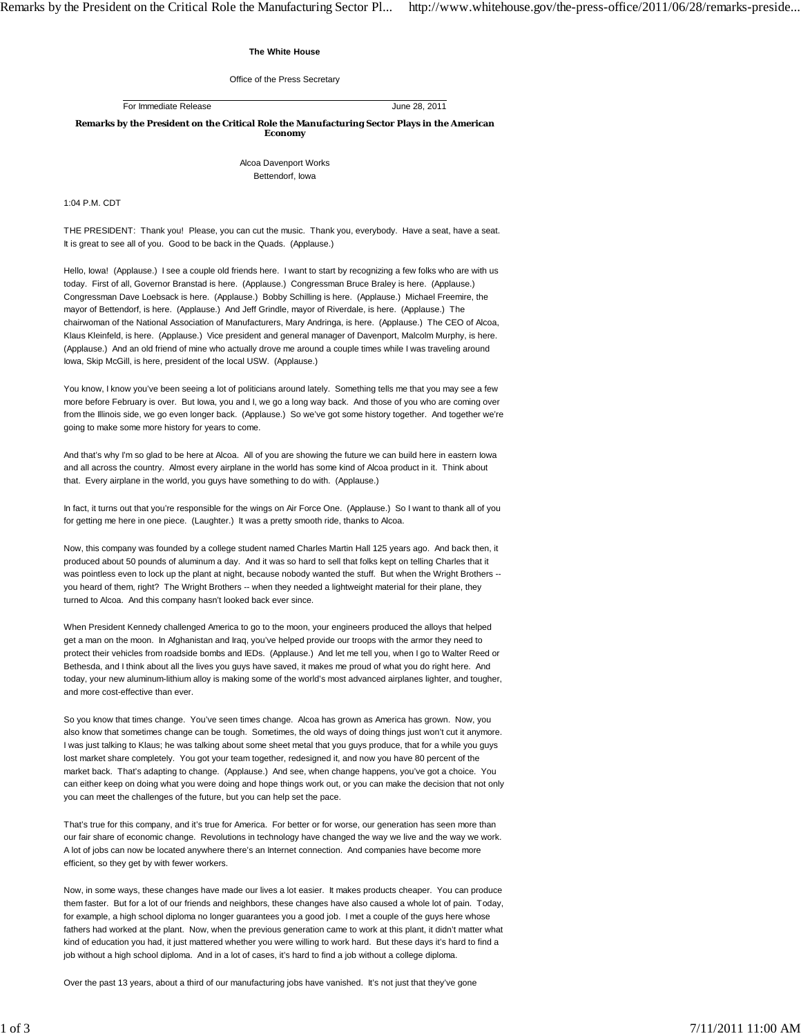**The White House**

Office of the Press Secretary

For Immediate Release June 28, 2011

## Remarks by the President on the Critical Role the Manufacturing Sector Plays in the American Economy

Alcoa Davenport Works
Bettendorf, Iowa

1:04 P.M. CDT

THE PRESIDENT: Thank you! Please, you can cut the music. Thank you, everybody. Have a seat, have a seat. It is great to see all of you. Good to be back in the Quads. (Applause.)

Hello, Iowa! (Applause.) I see a couple old friends here. I want to start by recognizing a few folks who are with us today. First of all, Governor Branstad is here. (Applause.) Congressman Bruce Braley is here. (Applause.) Congressman Dave Loebsack is here. (Applause.) Bobby Schilling is here. (Applause.) Michael Freemire, the mayor of Bettendorf, is here. (Applause.) And Jeff Grindle, mayor of Riverdale, is here. (Applause.) The chairwoman of the National Association of Manufacturers, Mary Andringa, is here. (Applause.) The CEO of Alcoa, Klaus Kleinfeld, is here. (Applause.) Vice president and general manager of Davenport, Malcolm Murphy, is here. (Applause.) And an old friend of mine who actually drove me around a couple times while I was traveling around Iowa, Skip McGill, is here, president of the local USW. (Applause.)

You know, I know you've been seeing a lot of politicians around lately. Something tells me that you may see a few more before February is over. But Iowa, you and I, we go a long way back. And those of you who are coming over from the Illinois side, we go even longer back. (Applause.) So we've got some history together. And together we're going to make some more history for years to come.

And that's why I'm so glad to be here at Alcoa. All of you are showing the future we can build here in eastern Iowa and all across the country. Almost every airplane in the world has some kind of Alcoa product in it. Think about that. Every airplane in the world, you guys have something to do with. (Applause.)

In fact, it turns out that you're responsible for the wings on Air Force One. (Applause.) So I want to thank all of you for getting me here in one piece. (Laughter.) It was a pretty smooth ride, thanks to Alcoa.

Now, this company was founded by a college student named Charles Martin Hall 125 years ago. And back then, it produced about 50 pounds of aluminum a day. And it was so hard to sell that folks kept on telling Charles that it was pointless even to lock up the plant at night, because nobody wanted the stuff. But when the Wright Brothers -- you heard of them, right? The Wright Brothers -- when they needed a lightweight material for their plane, they turned to Alcoa. And this company hasn't looked back ever since.

When President Kennedy challenged America to go to the moon, your engineers produced the alloys that helped get a man on the moon. In Afghanistan and Iraq, you've helped provide our troops with the armor they need to protect their vehicles from roadside bombs and IEDs. (Applause.) And let me tell you, when I go to Walter Reed or Bethesda, and I think about all the lives you guys have saved, it makes me proud of what you do right here. And today, your new aluminum-lithium alloy is making some of the world's most advanced airplanes lighter, and tougher, and more cost-effective than ever.

So you know that times change. You've seen times change. Alcoa has grown as America has grown. Now, you also know that sometimes change can be tough. Sometimes, the old ways of doing things just won't cut it anymore. I was just talking to Klaus; he was talking about some sheet metal that you guys produce, that for a while you guys lost market share completely. You got your team together, redesigned it, and now you have 80 percent of the market back. That's adapting to change. (Applause.) And see, when change happens, you've got a choice. You can either keep on doing what you were doing and hope things work out, or you can make the decision that not only you can meet the challenges of the future, but you can help set the pace.

That's true for this company, and it's true for America. For better or for worse, our generation has seen more than our fair share of economic change. Revolutions in technology have changed the way we live and the way we work. A lot of jobs can now be located anywhere there's an Internet connection. And companies have become more efficient, so they get by with fewer workers.

Now, in some ways, these changes have made our lives a lot easier. It makes products cheaper. You can produce them faster. But for a lot of our friends and neighbors, these changes have also caused a whole lot of pain. Today, for example, a high school diploma no longer guarantees you a good job. I met a couple of the guys here whose fathers had worked at the plant. Now, when the previous generation came to work at this plant, it didn't matter what kind of education you had, it just mattered whether you were willing to work hard. But these days it's hard to find a job without a high school diploma. And in a lot of cases, it's hard to find a job without a college diploma.

Over the past 13 years, about a third of our manufacturing jobs have vanished. It's not just that they've gone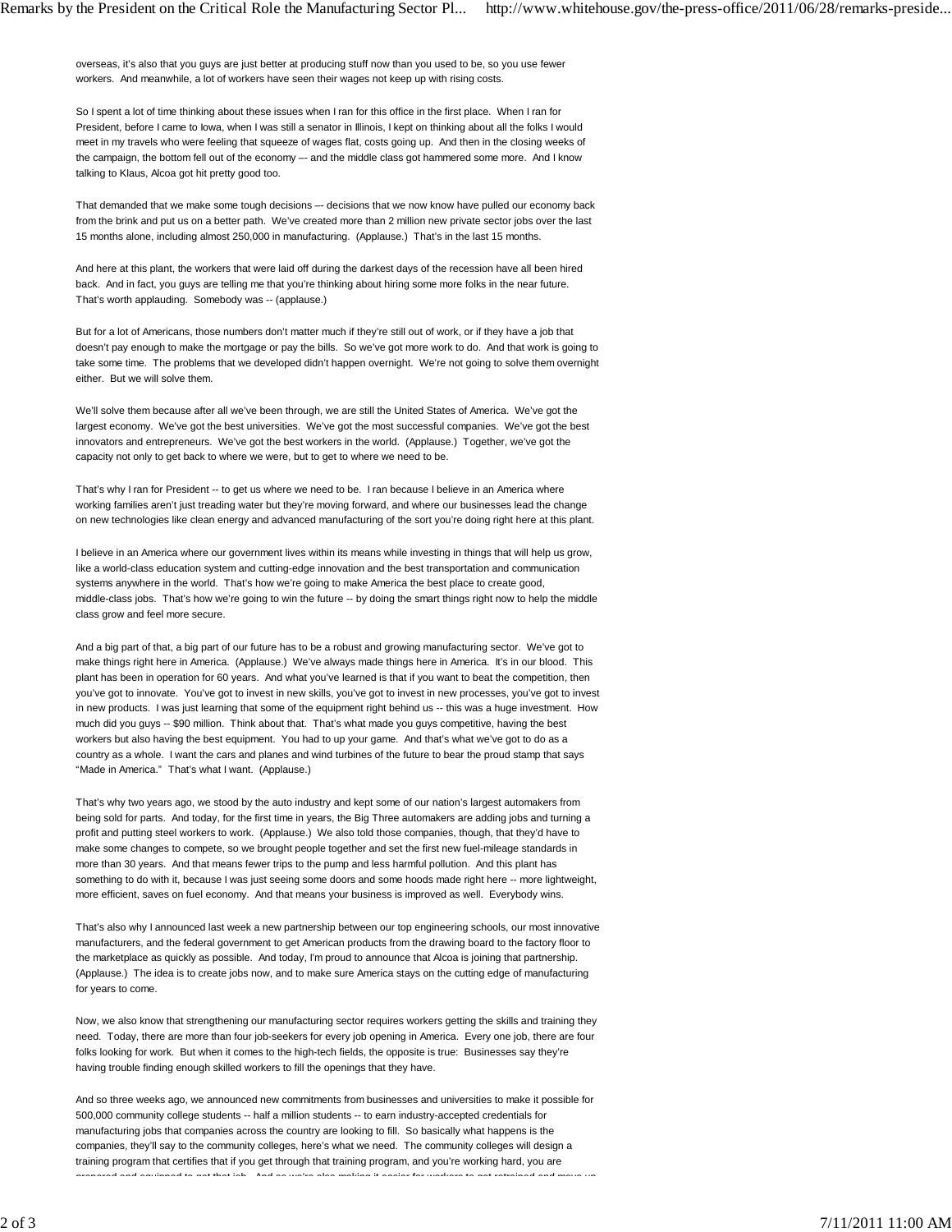overseas, it's also that you guys are just better at producing stuff now than you used to be, so you use fewer workers. And meanwhile, a lot of workers have seen their wages not keep up with rising costs.

So I spent a lot of time thinking about these issues when I ran for this office in the first place. When I ran for President, before I came to Iowa, when I was still a senator in Illinois, I kept on thinking about all the folks I would meet in my travels who were feeling that squeeze of wages flat, costs going up. And then in the closing weeks of the campaign, the bottom fell out of the economy –- and the middle class got hammered some more. And I know talking to Klaus, Alcoa got hit pretty good too.

That demanded that we make some tough decisions –- decisions that we now know have pulled our economy back from the brink and put us on a better path. We've created more than 2 million new private sector jobs over the last 15 months alone, including almost 250,000 in manufacturing. (Applause.) That's in the last 15 months.

And here at this plant, the workers that were laid off during the darkest days of the recession have all been hired back. And in fact, you guys are telling me that you're thinking about hiring some more folks in the near future. That's worth applauding. Somebody was -- (applause.)

But for a lot of Americans, those numbers don't matter much if they're still out of work, or if they have a job that doesn't pay enough to make the mortgage or pay the bills. So we've got more work to do. And that work is going to take some time. The problems that we developed didn't happen overnight. We're not going to solve them overnight either. But we will solve them.

We'll solve them because after all we've been through, we are still the United States of America. We've got the largest economy. We've got the best universities. We've got the most successful companies. We've got the best innovators and entrepreneurs. We've got the best workers in the world. (Applause.) Together, we've got the capacity not only to get back to where we were, but to get to where we need to be.

That's why I ran for President -- to get us where we need to be. I ran because I believe in an America where working families aren't just treading water but they're moving forward, and where our businesses lead the change on new technologies like clean energy and advanced manufacturing of the sort you're doing right here at this plant.

I believe in an America where our government lives within its means while investing in things that will help us grow, like a world-class education system and cutting-edge innovation and the best transportation and communication systems anywhere in the world. That's how we're going to make America the best place to create good, middle-class jobs. That's how we're going to win the future -- by doing the smart things right now to help the middle class grow and feel more secure.

And a big part of that, a big part of our future has to be a robust and growing manufacturing sector. We've got to make things right here in America. (Applause.) We've always made things here in America. It's in our blood. This plant has been in operation for 60 years. And what you've learned is that if you want to beat the competition, then you've got to innovate. You've got to invest in new skills, you've got to invest in new processes, you've got to invest in new products. I was just learning that some of the equipment right behind us -- this was a huge investment. How much did you guys -- $90 million. Think about that. That's what made you guys competitive, having the best workers but also having the best equipment. You had to up your game. And that's what we've got to do as a country as a whole. I want the cars and planes and wind turbines of the future to bear the proud stamp that says "Made in America." That's what I want. (Applause.)

That's why two years ago, we stood by the auto industry and kept some of our nation's largest automakers from being sold for parts. And today, for the first time in years, the Big Three automakers are adding jobs and turning a profit and putting steel workers to work. (Applause.) We also told those companies, though, that they'd have to make some changes to compete, so we brought people together and set the first new fuel-mileage standards in more than 30 years. And that means fewer trips to the pump and less harmful pollution. And this plant has something to do with it, because I was just seeing some doors and some hoods made right here -- more lightweight, more efficient, saves on fuel economy. And that means your business is improved as well. Everybody wins.

That's also why I announced last week a new partnership between our top engineering schools, our most innovative manufacturers, and the federal government to get American products from the drawing board to the factory floor to the marketplace as quickly as possible. And today, I'm proud to announce that Alcoa is joining that partnership. (Applause.) The idea is to create jobs now, and to make sure America stays on the cutting edge of manufacturing for years to come.

Now, we also know that strengthening our manufacturing sector requires workers getting the skills and training they need. Today, there are more than four job-seekers for every job opening in America. Every one job, there are four folks looking for work. But when it comes to the high-tech fields, the opposite is true: Businesses say they're having trouble finding enough skilled workers to fill the openings that they have.

And so three weeks ago, we announced new commitments from businesses and universities to make it possible for 500,000 community college students -- half a million students -- to earn industry-accepted credentials for manufacturing jobs that companies across the country are looking to fill. So basically what happens is the companies, they'll say to the community colleges, here's what we need. The community colleges will design a training program that certifies that if you get through that training program, and you're working hard, you are prepared and equipped to get that job. And so we're also making it easier for workers to get retrained and move up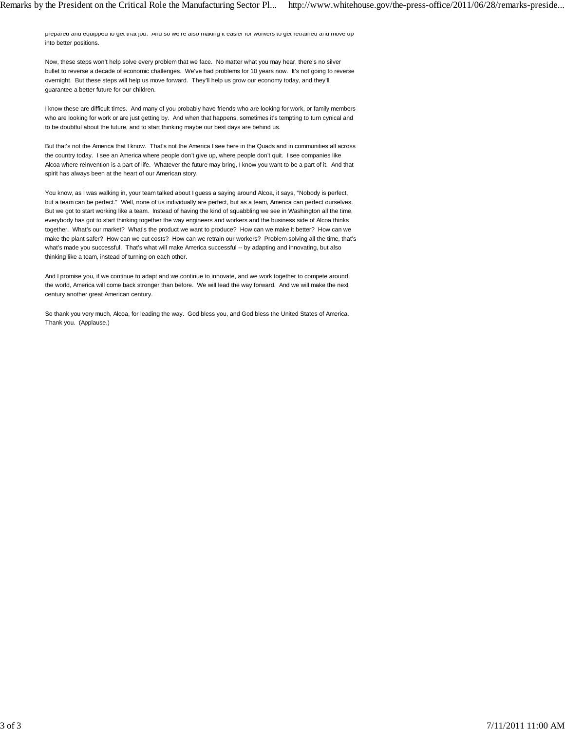prepared and equipped to get that job. And so we're also making it easier for workers to get retrained and move up into better positions.

Now, these steps won't help solve every problem that we face. No matter what you may hear, there's no silver bullet to reverse a decade of economic challenges. We've had problems for 10 years now. It's not going to reverse overnight. But these steps will help us move forward. They'll help us grow our economy today, and they'll guarantee a better future for our children.

I know these are difficult times. And many of you probably have friends who are looking for work, or family members who are looking for work or are just getting by. And when that happens, sometimes it's tempting to turn cynical and to be doubtful about the future, and to start thinking maybe our best days are behind us.

But that's not the America that I know. That's not the America I see here in the Quads and in communities all across the country today. I see an America where people don't give up, where people don't quit. I see companies like Alcoa where reinvention is a part of life. Whatever the future may bring, I know you want to be a part of it. And that spirit has always been at the heart of our American story.

You know, as I was walking in, your team talked about I guess a saying around Alcoa, it says, "Nobody is perfect, but a team can be perfect." Well, none of us individually are perfect, but as a team, America can perfect ourselves. But we got to start working like a team. Instead of having the kind of squabbling we see in Washington all the time, everybody has got to start thinking together the way engineers and workers and the business side of Alcoa thinks together. What's our market? What's the product we want to produce? How can we make it better? How can we make the plant safer? How can we cut costs? How can we retrain our workers? Problem-solving all the time, that's what's made you successful. That's what will make America successful -- by adapting and innovating, but also thinking like a team, instead of turning on each other.

And I promise you, if we continue to adapt and we continue to innovate, and we work together to compete around the world, America will come back stronger than before. We will lead the way forward. And we will make the next century another great American century.

So thank you very much, Alcoa, for leading the way. God bless you, and God bless the United States of America. Thank you. (Applause.)